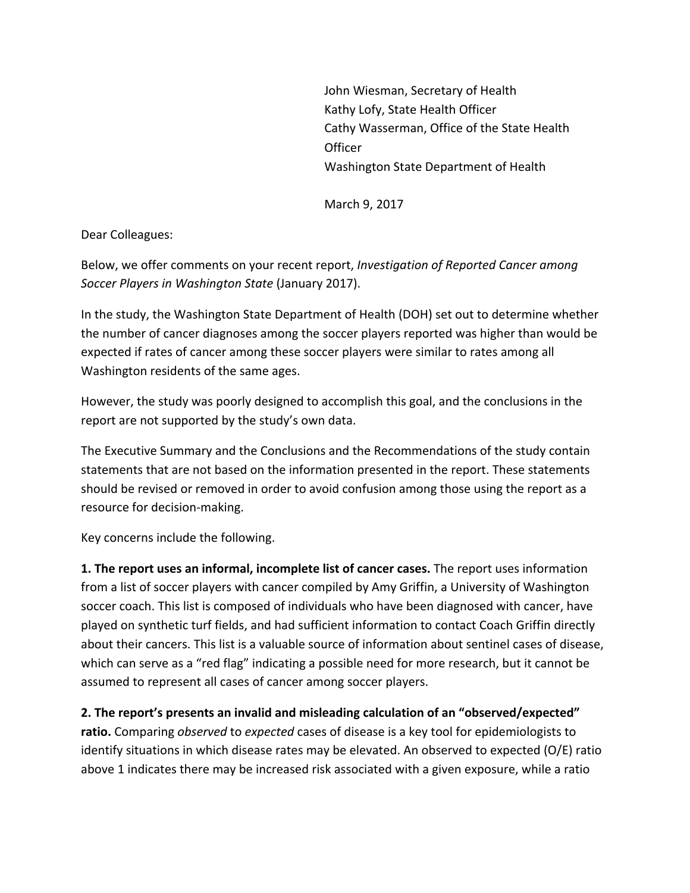John Wiesman, Secretary of Health
Kathy Lofy, State Health Officer
Cathy Wasserman, Office of the State Health Officer
Washington State Department of Health

March 9, 2017

Dear Colleagues:

Below, we offer comments on your recent report, *Investigation of Reported Cancer among Soccer Players in Washington State* (January 2017).

In the study, the Washington State Department of Health (DOH) set out to determine whether the number of cancer diagnoses among the soccer players reported was higher than would be expected if rates of cancer among these soccer players were similar to rates among all Washington residents of the same ages.

However, the study was poorly designed to accomplish this goal, and the conclusions in the report are not supported by the study's own data.

The Executive Summary and the Conclusions and the Recommendations of the study contain statements that are not based on the information presented in the report. These statements should be revised or removed in order to avoid confusion among those using the report as a resource for decision-making.

Key concerns include the following.

**1. The report uses an informal, incomplete list of cancer cases.** The report uses information from a list of soccer players with cancer compiled by Amy Griffin, a University of Washington soccer coach. This list is composed of individuals who have been diagnosed with cancer, have played on synthetic turf fields, and had sufficient information to contact Coach Griffin directly about their cancers. This list is a valuable source of information about sentinel cases of disease, which can serve as a "red flag" indicating a possible need for more research, but it cannot be assumed to represent all cases of cancer among soccer players.

**2. The report's presents an invalid and misleading calculation of an "observed/expected" ratio.** Comparing *observed* to *expected* cases of disease is a key tool for epidemiologists to identify situations in which disease rates may be elevated. An observed to expected (O/E) ratio above 1 indicates there may be increased risk associated with a given exposure, while a ratio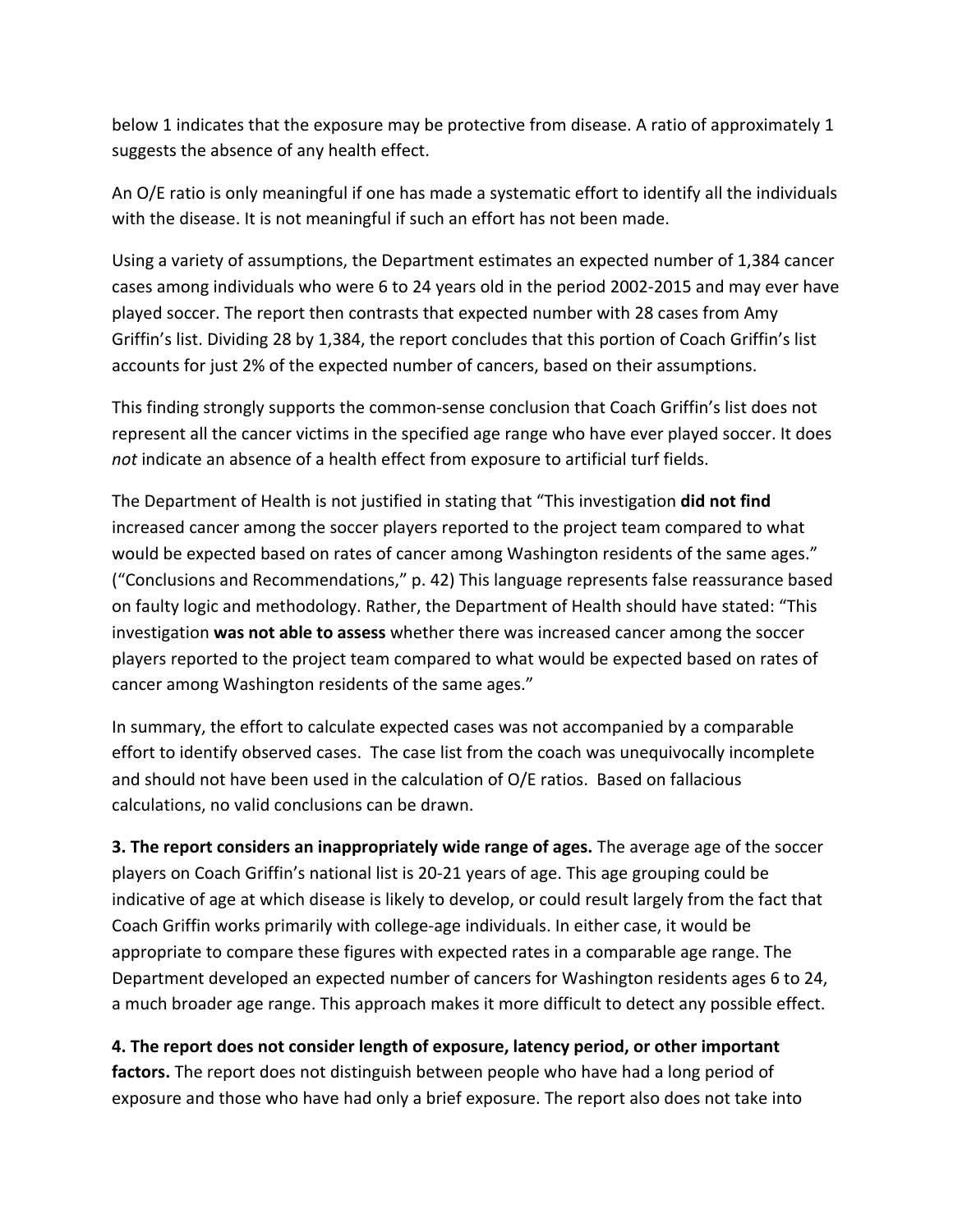below 1 indicates that the exposure may be protective from disease. A ratio of approximately 1 suggests the absence of any health effect.

An O/E ratio is only meaningful if one has made a systematic effort to identify all the individuals with the disease. It is not meaningful if such an effort has not been made.

Using a variety of assumptions, the Department estimates an expected number of 1,384 cancer cases among individuals who were 6 to 24 years old in the period 2002-2015 and may ever have played soccer. The report then contrasts that expected number with 28 cases from Amy Griffin's list. Dividing 28 by 1,384, the report concludes that this portion of Coach Griffin's list accounts for just 2% of the expected number of cancers, based on their assumptions.

This finding strongly supports the common-sense conclusion that Coach Griffin's list does not represent all the cancer victims in the specified age range who have ever played soccer. It does *not* indicate an absence of a health effect from exposure to artificial turf fields.

The Department of Health is not justified in stating that "This investigation **did not find** increased cancer among the soccer players reported to the project team compared to what would be expected based on rates of cancer among Washington residents of the same ages." ("Conclusions and Recommendations," p. 42) This language represents false reassurance based on faulty logic and methodology. Rather, the Department of Health should have stated: "This investigation **was not able to assess** whether there was increased cancer among the soccer players reported to the project team compared to what would be expected based on rates of cancer among Washington residents of the same ages."

In summary, the effort to calculate expected cases was not accompanied by a comparable effort to identify observed cases. The case list from the coach was unequivocally incomplete and should not have been used in the calculation of O/E ratios. Based on fallacious calculations, no valid conclusions can be drawn.

**3. The report considers an inappropriately wide range of ages.** The average age of the soccer players on Coach Griffin's national list is 20-21 years of age. This age grouping could be indicative of age at which disease is likely to develop, or could result largely from the fact that Coach Griffin works primarily with college-age individuals. In either case, it would be appropriate to compare these figures with expected rates in a comparable age range. The Department developed an expected number of cancers for Washington residents ages 6 to 24, a much broader age range. This approach makes it more difficult to detect any possible effect.

**4. The report does not consider length of exposure, latency period, or other important factors.** The report does not distinguish between people who have had a long period of exposure and those who have had only a brief exposure. The report also does not take into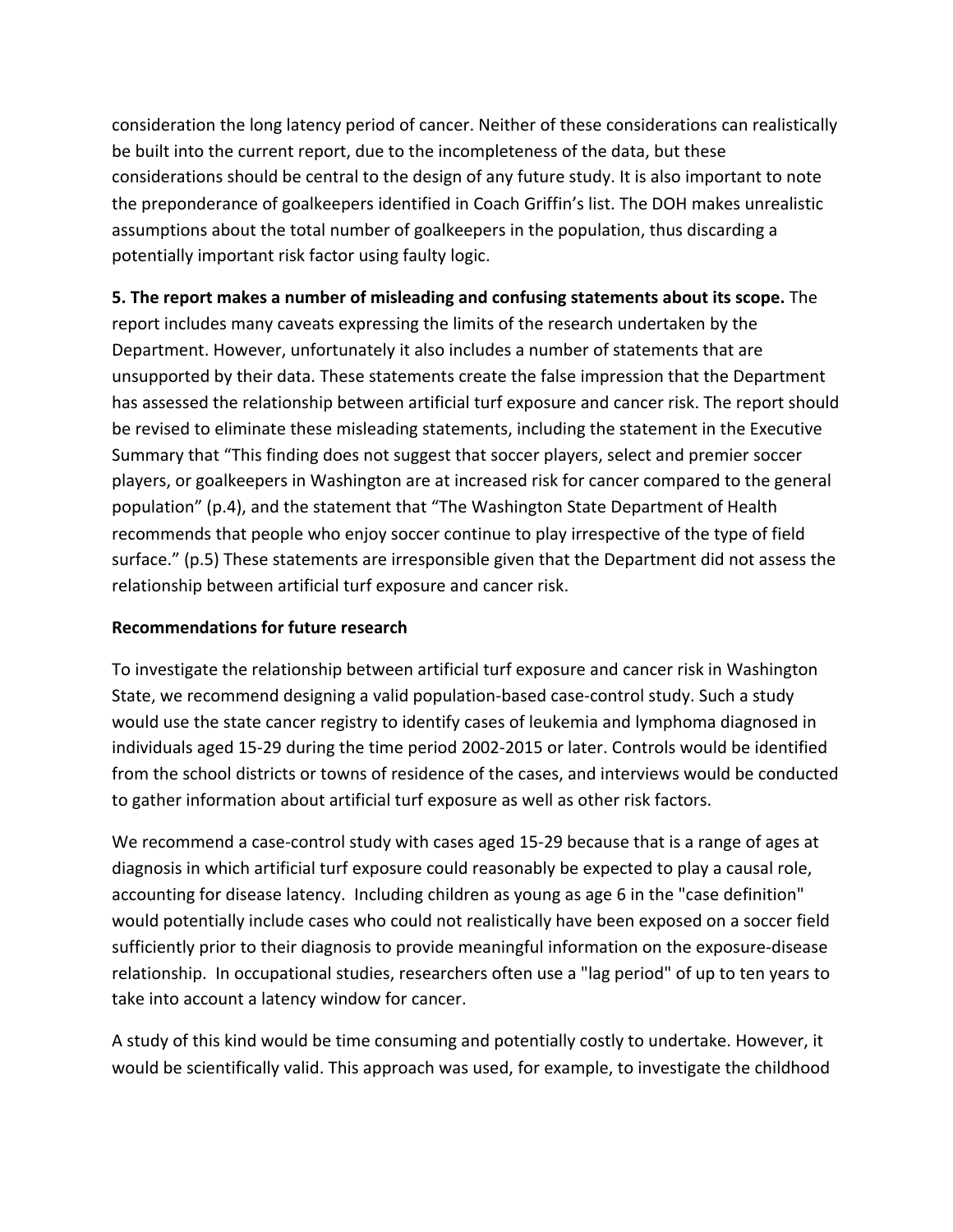consideration the long latency period of cancer. Neither of these considerations can realistically be built into the current report, due to the incompleteness of the data, but these considerations should be central to the design of any future study. It is also important to note the preponderance of goalkeepers identified in Coach Griffin's list. The DOH makes unrealistic assumptions about the total number of goalkeepers in the population, thus discarding a potentially important risk factor using faulty logic.

**5. The report makes a number of misleading and confusing statements about its scope.** The report includes many caveats expressing the limits of the research undertaken by the Department. However, unfortunately it also includes a number of statements that are unsupported by their data. These statements create the false impression that the Department has assessed the relationship between artificial turf exposure and cancer risk. The report should be revised to eliminate these misleading statements, including the statement in the Executive Summary that "This finding does not suggest that soccer players, select and premier soccer players, or goalkeepers in Washington are at increased risk for cancer compared to the general population" (p.4), and the statement that "The Washington State Department of Health recommends that people who enjoy soccer continue to play irrespective of the type of field surface." (p.5) These statements are irresponsible given that the Department did not assess the relationship between artificial turf exposure and cancer risk.

**Recommendations for future research**

To investigate the relationship between artificial turf exposure and cancer risk in Washington State, we recommend designing a valid population-based case-control study. Such a study would use the state cancer registry to identify cases of leukemia and lymphoma diagnosed in individuals aged 15-29 during the time period 2002-2015 or later. Controls would be identified from the school districts or towns of residence of the cases, and interviews would be conducted to gather information about artificial turf exposure as well as other risk factors.

We recommend a case-control study with cases aged 15-29 because that is a range of ages at diagnosis in which artificial turf exposure could reasonably be expected to play a causal role, accounting for disease latency. Including children as young as age 6 in the "case definition" would potentially include cases who could not realistically have been exposed on a soccer field sufficiently prior to their diagnosis to provide meaningful information on the exposure-disease relationship. In occupational studies, researchers often use a "lag period" of up to ten years to take into account a latency window for cancer.

A study of this kind would be time consuming and potentially costly to undertake. However, it would be scientifically valid. This approach was used, for example, to investigate the childhood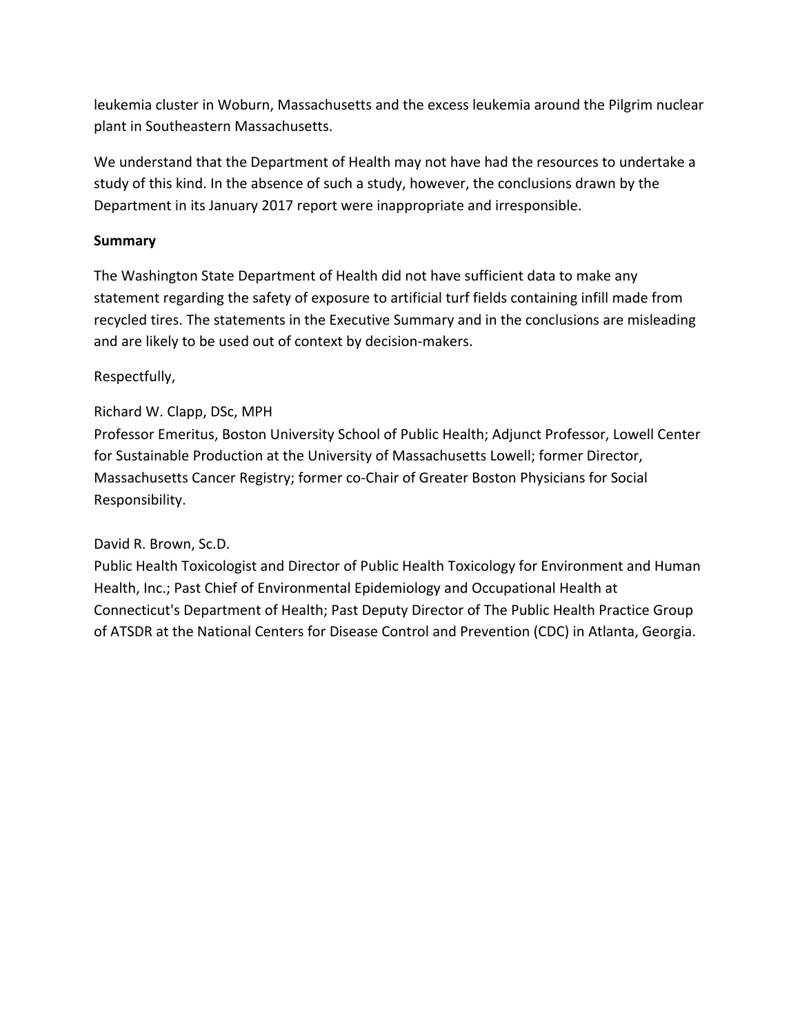leukemia cluster in Woburn, Massachusetts and the excess leukemia around the Pilgrim nuclear plant in Southeastern Massachusetts.

We understand that the Department of Health may not have had the resources to undertake a study of this kind. In the absence of such a study, however, the conclusions drawn by the Department in its January 2017 report were inappropriate and irresponsible.

**Summary**

The Washington State Department of Health did not have sufficient data to make any statement regarding the safety of exposure to artificial turf fields containing infill made from recycled tires. The statements in the Executive Summary and in the conclusions are misleading and are likely to be used out of context by decision-makers.

Respectfully,

Richard W. Clapp, DSc, MPH
Professor Emeritus, Boston University School of Public Health; Adjunct Professor, Lowell Center for Sustainable Production at the University of Massachusetts Lowell; former Director, Massachusetts Cancer Registry; former co-Chair of Greater Boston Physicians for Social Responsibility.

David R. Brown, Sc.D.
Public Health Toxicologist and Director of Public Health Toxicology for Environment and Human Health, Inc.; Past Chief of Environmental Epidemiology and Occupational Health at Connecticut's Department of Health; Past Deputy Director of The Public Health Practice Group of ATSDR at the National Centers for Disease Control and Prevention (CDC) in Atlanta, Georgia.